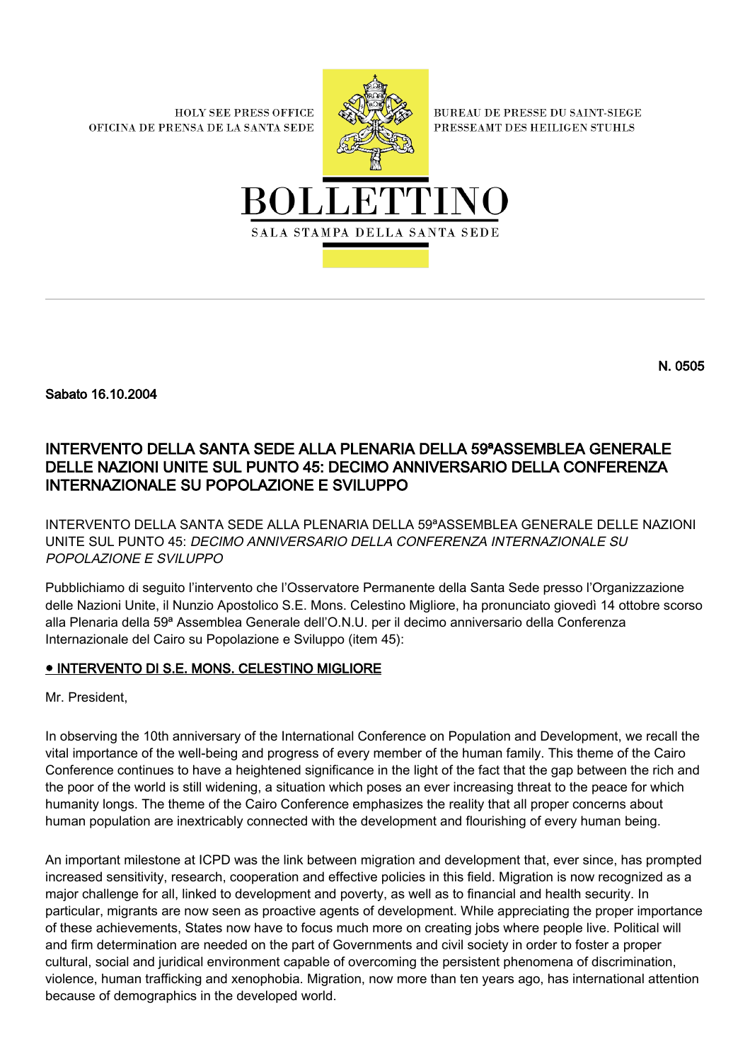HOLY SEE PRESS OFFICE
OFICINA DE PRENSA DE LA SANTA SEDE

BUREAU DE PRESSE DU SAINT-SIEGE
PRESSEAMT DES HEILIGEN STUHLS

# BOLLETTINO

SALA STAMPA DELLA SANTA SEDE

N. 0505

Sabato 16.10.2004

## INTERVENTO DELLA SANTA SEDE ALLA PLENARIA DELLA 59ªASSEMBLEA GENERALE DELLE NAZIONI UNITE SUL PUNTO 45: DECIMO ANNIVERSARIO DELLA CONFERENZA INTERNAZIONALE SU POPOLAZIONE E SVILUPPO

INTERVENTO DELLA SANTA SEDE ALLA PLENARIA DELLA 59ªASSEMBLEA GENERALE DELLE NAZIONI UNITE SUL PUNTO 45: *DECIMO ANNIVERSARIO DELLA CONFERENZA INTERNAZIONALE SU POPOLAZIONE E SVILUPPO*

Pubblichiamo di seguito l'intervento che l'Osservatore Permanente della Santa Sede presso l'Organizzazione delle Nazioni Unite, il Nunzio Apostolico S.E. Mons. Celestino Migliore, ha pronunciato giovedì 14 ottobre scorso alla Plenaria della 59ª Assemblea Generale dell'O.N.U. per il decimo anniversario della Conferenza Internazionale del Cairo su Popolazione e Sviluppo (item 45):

### • INTERVENTO DI S.E. MONS. CELESTINO MIGLIORE

Mr. President,

In observing the 10th anniversary of the International Conference on Population and Development, we recall the vital importance of the well-being and progress of every member of the human family. This theme of the Cairo Conference continues to have a heightened significance in the light of the fact that the gap between the rich and the poor of the world is still widening, a situation which poses an ever increasing threat to the peace for which humanity longs. The theme of the Cairo Conference emphasizes the reality that all proper concerns about human population are inextricably connected with the development and flourishing of every human being.

An important milestone at ICPD was the link between migration and development that, ever since, has prompted increased sensitivity, research, cooperation and effective policies in this field. Migration is now recognized as a major challenge for all, linked to development and poverty, as well as to financial and health security. In particular, migrants are now seen as proactive agents of development. While appreciating the proper importance of these achievements, States now have to focus much more on creating jobs where people live. Political will and firm determination are needed on the part of Governments and civil society in order to foster a proper cultural, social and juridical environment capable of overcoming the persistent phenomena of discrimination, violence, human trafficking and xenophobia. Migration, now more than ten years ago, has international attention because of demographics in the developed world.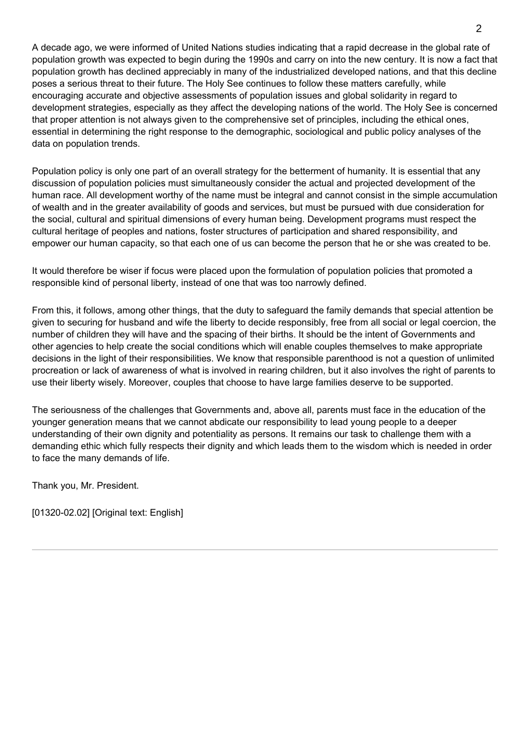A decade ago, we were informed of United Nations studies indicating that a rapid decrease in the global rate of population growth was expected to begin during the 1990s and carry on into the new century. It is now a fact that population growth has declined appreciably in many of the industrialized developed nations, and that this decline poses a serious threat to their future. The Holy See continues to follow these matters carefully, while encouraging accurate and objective assessments of population issues and global solidarity in regard to development strategies, especially as they affect the developing nations of the world. The Holy See is concerned that proper attention is not always given to the comprehensive set of principles, including the ethical ones, essential in determining the right response to the demographic, sociological and public policy analyses of the data on population trends.

Population policy is only one part of an overall strategy for the betterment of humanity. It is essential that any discussion of population policies must simultaneously consider the actual and projected development of the human race. All development worthy of the name must be integral and cannot consist in the simple accumulation of wealth and in the greater availability of goods and services, but must be pursued with due consideration for the social, cultural and spiritual dimensions of every human being. Development programs must respect the cultural heritage of peoples and nations, foster structures of participation and shared responsibility, and empower our human capacity, so that each one of us can become the person that he or she was created to be.

It would therefore be wiser if focus were placed upon the formulation of population policies that promoted a responsible kind of personal liberty, instead of one that was too narrowly defined.

From this, it follows, among other things, that the duty to safeguard the family demands that special attention be given to securing for husband and wife the liberty to decide responsibly, free from all social or legal coercion, the number of children they will have and the spacing of their births. It should be the intent of Governments and other agencies to help create the social conditions which will enable couples themselves to make appropriate decisions in the light of their responsibilities. We know that responsible parenthood is not a question of unlimited procreation or lack of awareness of what is involved in rearing children, but it also involves the right of parents to use their liberty wisely. Moreover, couples that choose to have large families deserve to be supported.

The seriousness of the challenges that Governments and, above all, parents must face in the education of the younger generation means that we cannot abdicate our responsibility to lead young people to a deeper understanding of their own dignity and potentiality as persons. It remains our task to challenge them with a demanding ethic which fully respects their dignity and which leads them to the wisdom which is needed in order to face the many demands of life.

Thank you, Mr. President.

[01320-02.02] [Original text: English]